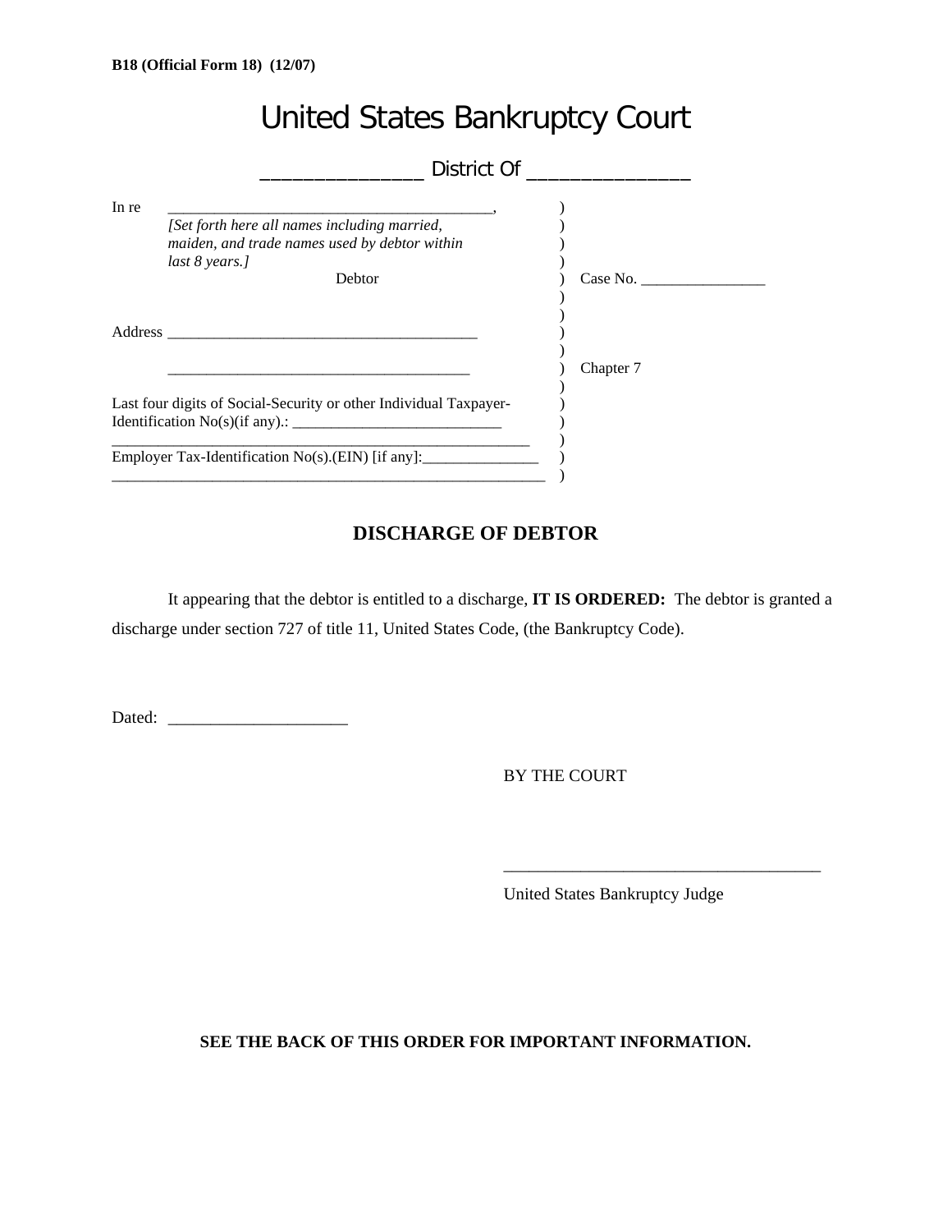B18 (Official Form 18) (12/07)

# United States Bankruptcy Court

_______________ District Of _______________

In re ________________________________________,
*[Set forth here all names including married, maiden, and trade names used by debtor within last 8 years.]*
Debtor

Case No. ________________

Address ________________________________________

________________________________________

Chapter 7

Last four digits of Social-Security or other Individual Taxpayer-Identification No(s)(if any).: ___________________________

________________________________________________________

Employer Tax-Identification No(s).(EIN) [if any]:_______________

________________________________________________________

## DISCHARGE OF DEBTOR

It appearing that the debtor is entitled to a discharge, **IT IS ORDERED:** The debtor is granted a discharge under section 727 of title 11, United States Code, (the Bankruptcy Code).

Dated: _____________________

BY THE COURT

_____________________________________

United States Bankruptcy Judge

**SEE THE BACK OF THIS ORDER FOR IMPORTANT INFORMATION.**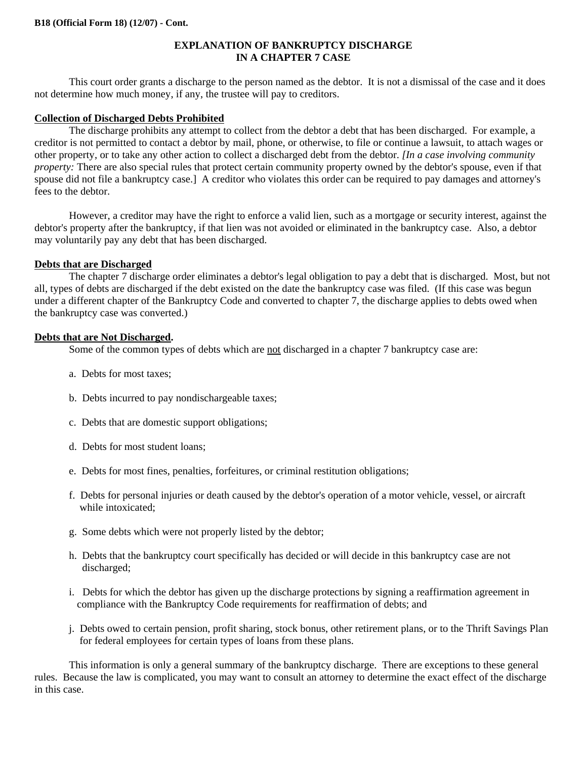**B18 (Official Form 18) (12/07) - Cont.**

## EXPLANATION OF BANKRUPTCY DISCHARGE IN A CHAPTER 7 CASE

This court order grants a discharge to the person named as the debtor. It is not a dismissal of the case and it does not determine how much money, if any, the trustee will pay to creditors.

**<u>Collection of Discharged Debts Prohibited</u>**

The discharge prohibits any attempt to collect from the debtor a debt that has been discharged. For example, a creditor is not permitted to contact a debtor by mail, phone, or otherwise, to file or continue a lawsuit, to attach wages or other property, or to take any other action to collect a discharged debt from the debtor. *[In a case involving community property:* There are also special rules that protect certain community property owned by the debtor's spouse, even if that spouse did not file a bankruptcy case.] A creditor who violates this order can be required to pay damages and attorney's fees to the debtor.

However, a creditor may have the right to enforce a valid lien, such as a mortgage or security interest, against the debtor's property after the bankruptcy, if that lien was not avoided or eliminated in the bankruptcy case. Also, a debtor may voluntarily pay any debt that has been discharged.

**<u>Debts that are Discharged</u>**

The chapter 7 discharge order eliminates a debtor's legal obligation to pay a debt that is discharged. Most, but not all, types of debts are discharged if the debt existed on the date the bankruptcy case was filed. (If this case was begun under a different chapter of the Bankruptcy Code and converted to chapter 7, the discharge applies to debts owed when the bankruptcy case was converted.)

**<u>Debts that are Not Discharged</u>.**

Some of the common types of debts which are <u>not</u> discharged in a chapter 7 bankruptcy case are:

a. Debts for most taxes;

b. Debts incurred to pay nondischargeable taxes;

c. Debts that are domestic support obligations;

d. Debts for most student loans;

e. Debts for most fines, penalties, forfeitures, or criminal restitution obligations;

f. Debts for personal injuries or death caused by the debtor's operation of a motor vehicle, vessel, or aircraft while intoxicated;

g. Some debts which were not properly listed by the debtor;

h. Debts that the bankruptcy court specifically has decided or will decide in this bankruptcy case are not discharged;

i. Debts for which the debtor has given up the discharge protections by signing a reaffirmation agreement in compliance with the Bankruptcy Code requirements for reaffirmation of debts; and

j. Debts owed to certain pension, profit sharing, stock bonus, other retirement plans, or to the Thrift Savings Plan for federal employees for certain types of loans from these plans.

This information is only a general summary of the bankruptcy discharge. There are exceptions to these general rules. Because the law is complicated, you may want to consult an attorney to determine the exact effect of the discharge in this case.